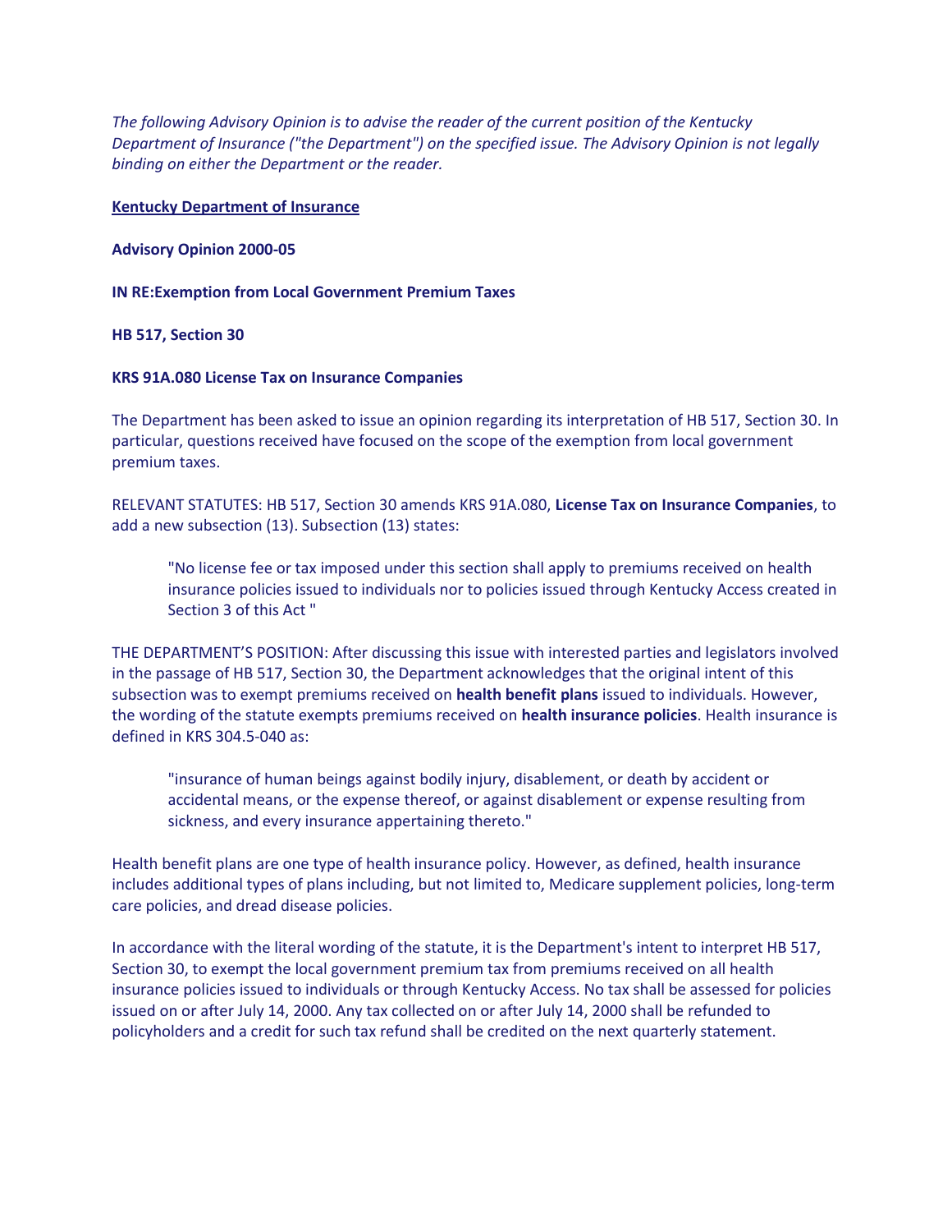*The following Advisory Opinion is to advise the reader of the current position of the Kentucky Department of Insurance ("the Department") on the specified issue. The Advisory Opinion is not legally binding on either the Department or the reader.*

**Kentucky Department of Insurance**

**Advisory Opinion 2000-05**

**IN RE:Exemption from Local Government Premium Taxes**

**HB 517, Section 30**

**KRS 91A.080 License Tax on Insurance Companies**

The Department has been asked to issue an opinion regarding its interpretation of HB 517, Section 30. In particular, questions received have focused on the scope of the exemption from local government premium taxes.

RELEVANT STATUTES: HB 517, Section 30 amends KRS 91A.080, **License Tax on Insurance Companies**, to add a new subsection (13). Subsection (13) states:

> "No license fee or tax imposed under this section shall apply to premiums received on health insurance policies issued to individuals nor to policies issued through Kentucky Access created in Section 3 of this Act "

THE DEPARTMENT'S POSITION: After discussing this issue with interested parties and legislators involved in the passage of HB 517, Section 30, the Department acknowledges that the original intent of this subsection was to exempt premiums received on **health benefit plans** issued to individuals. However, the wording of the statute exempts premiums received on **health insurance policies**. Health insurance is defined in KRS 304.5-040 as:

> "insurance of human beings against bodily injury, disablement, or death by accident or accidental means, or the expense thereof, or against disablement or expense resulting from sickness, and every insurance appertaining thereto."

Health benefit plans are one type of health insurance policy. However, as defined, health insurance includes additional types of plans including, but not limited to, Medicare supplement policies, long-term care policies, and dread disease policies.

In accordance with the literal wording of the statute, it is the Department's intent to interpret HB 517, Section 30, to exempt the local government premium tax from premiums received on all health insurance policies issued to individuals or through Kentucky Access. No tax shall be assessed for policies issued on or after July 14, 2000. Any tax collected on or after July 14, 2000 shall be refunded to policyholders and a credit for such tax refund shall be credited on the next quarterly statement.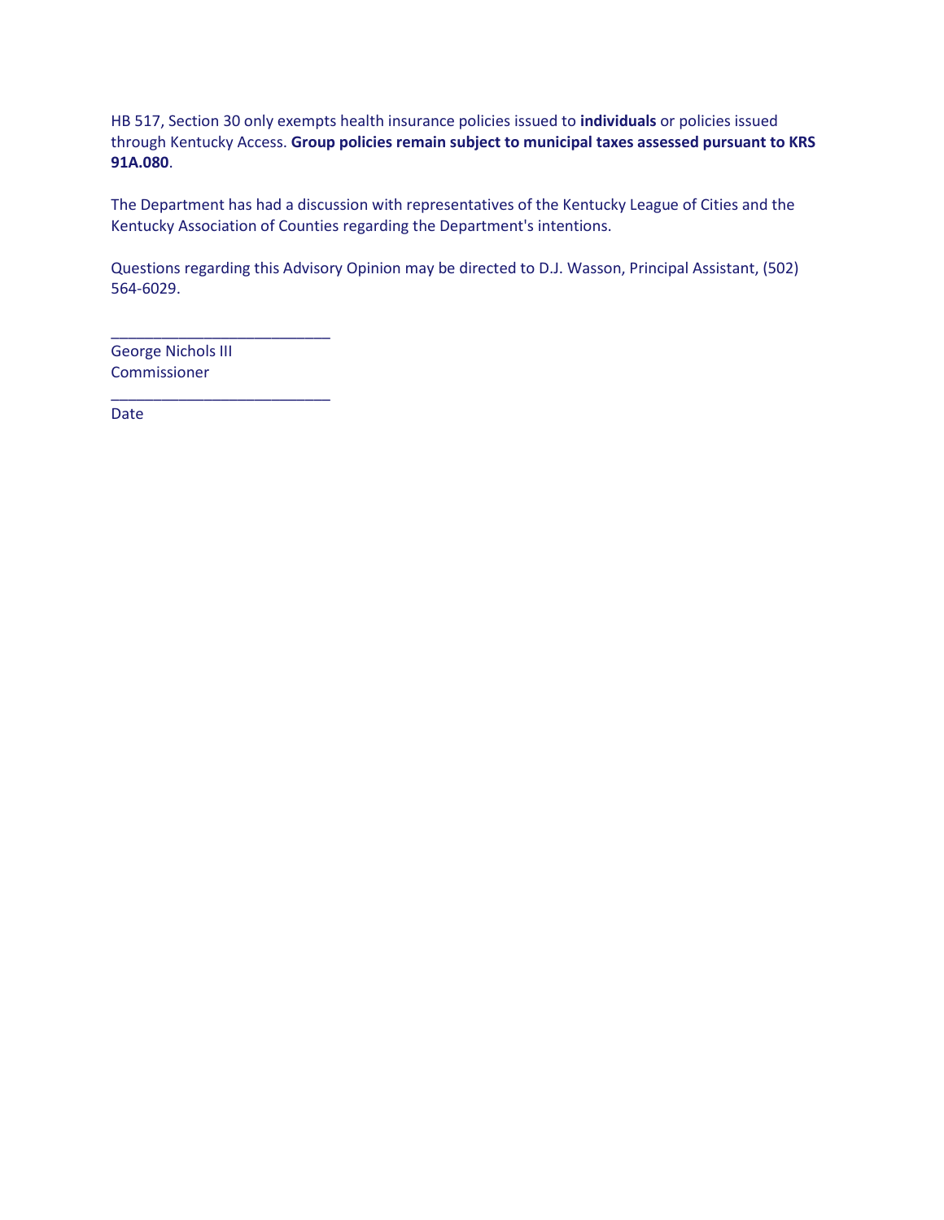HB 517, Section 30 only exempts health insurance policies issued to **individuals** or policies issued through Kentucky Access. **Group policies remain subject to municipal taxes assessed pursuant to KRS 91A.080**.

The Department has had a discussion with representatives of the Kentucky League of Cities and the Kentucky Association of Counties regarding the Department's intentions.

Questions regarding this Advisory Opinion may be directed to D.J. Wasson, Principal Assistant, (502) 564-6029.

_________________________
George Nichols III
Commissioner

_________________________
Date